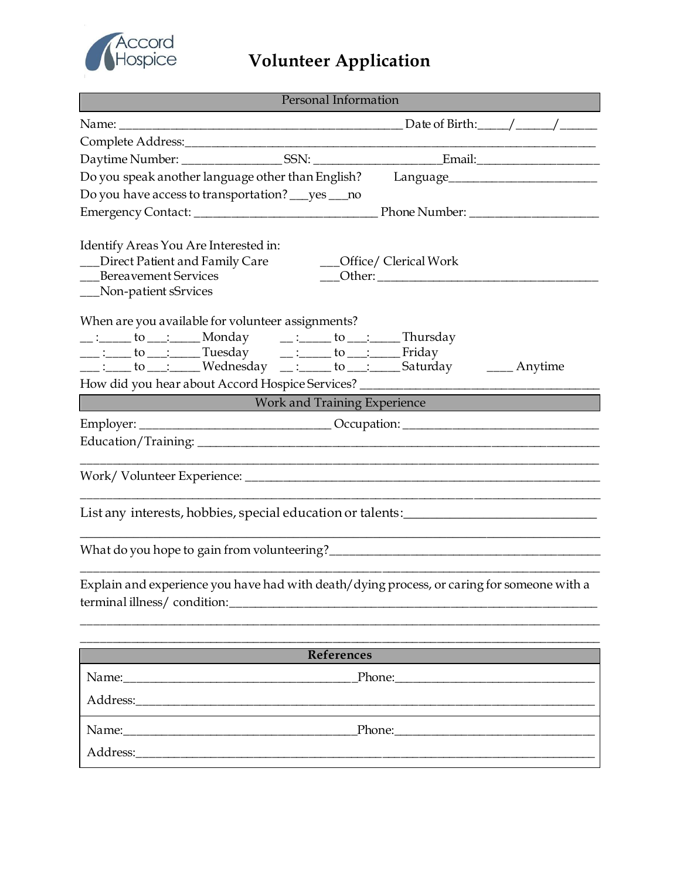Accord Hospice

# Volunteer Application

## Personal Information

Name: _____________________________________________ Date of Birth:_____/______/______

Complete Address:_________________________________________________________________

Daytime Number: ________________ SSN: ___________________Email:___________________

Do you speak another language other than English? Language_______________________

Do you have access to transportation? ___yes ___no

Emergency Contact: _____________________________ Phone Number: ____________________

Identify Areas You Are Interested in:

___Direct Patient and Family Care

___Bereavement Services

___Non-patient sSrvices

___Office/ Clerical Work

___Other: ___________________________________

When are you available for volunteer assignments?

__ :_____ to ___:_____ Monday

___ :____ to ___:_____ Tuesday

___ :____ to ___:_____ Wednesday

__ :_____ to ___:_____ Thursday

__ :_____ to ___:_____ Friday

__ :_____ to ___:_____ Saturday

____ Anytime

How did you hear about Accord Hospice Services? _____________________________________

## Work and Training Experience

Employer: ______________________________ Occupation: _______________________________

Education/Training: _______________________________________________________________

__________________________________________________________________________________

Work/ Volunteer Experience: _________________________________________________________

__________________________________________________________________________________

List any interests, hobbies, special education or talents:_____________________________

__________________________________________________________________________________

What do you hope to gain from volunteering?__________________________________________

__________________________________________________________________________________

Explain and experience you have had with death/dying process, or caring for someone with a terminal illness/ condition:__________________________________________________________

__________________________________________________________________________________

__________________________________________________________________________________

## References

Name:___________________________________Phone:______________________________

Address:__________________________________________________________________________

Name:___________________________________Phone:______________________________

Address:__________________________________________________________________________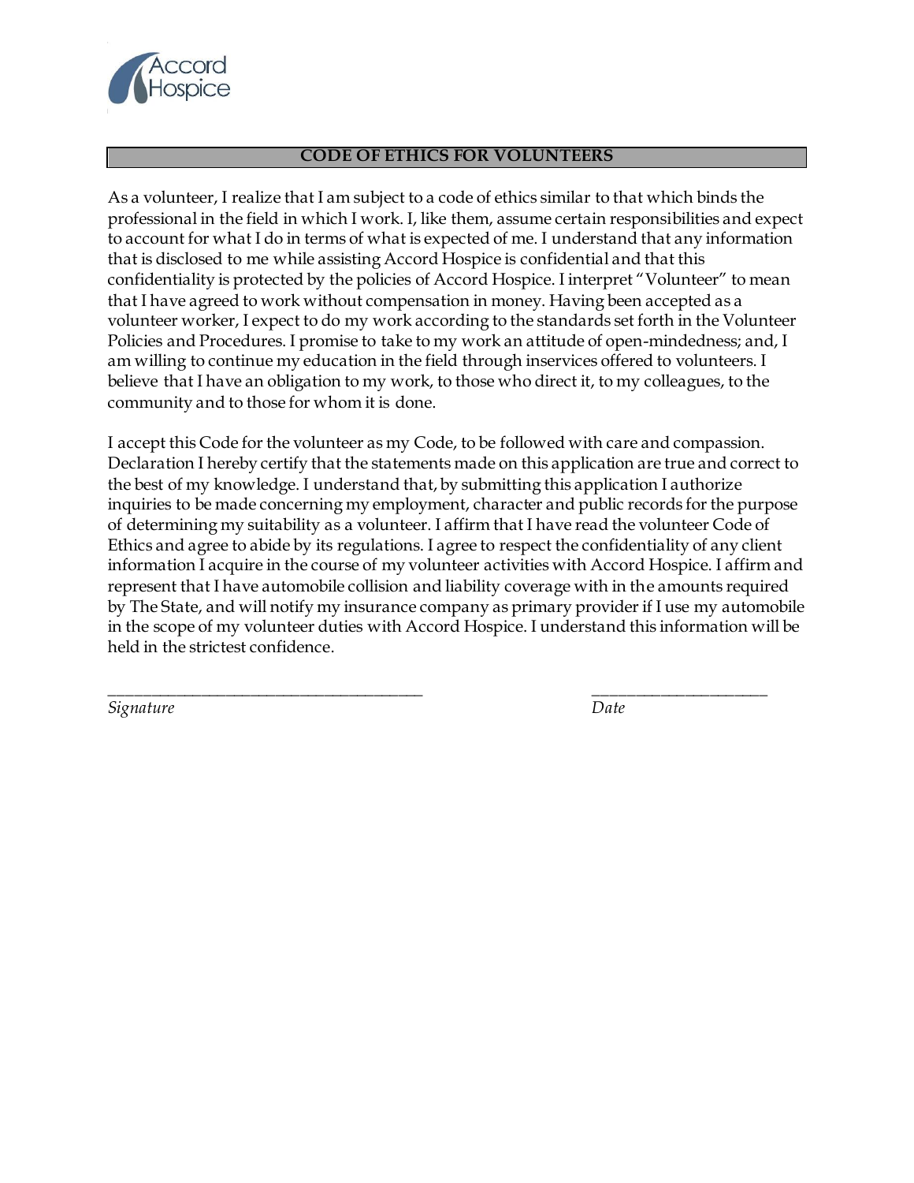Accord Hospice

## CODE OF ETHICS FOR VOLUNTEERS

As a volunteer, I realize that I am subject to a code of ethics similar to that which binds the professional in the field in which I work. I, like them, assume certain responsibilities and expect to account for what I do in terms of what is expected of me. I understand that any information that is disclosed to me while assisting Accord Hospice is confidential and that this confidentiality is protected by the policies of Accord Hospice. I interpret "Volunteer" to mean that I have agreed to work without compensation in money. Having been accepted as a volunteer worker, I expect to do my work according to the standards set forth in the Volunteer Policies and Procedures. I promise to take to my work an attitude of open-mindedness; and, I am willing to continue my education in the field through inservices offered to volunteers. I believe that I have an obligation to my work, to those who direct it, to my colleagues, to the community and to those for whom it is done.

I accept this Code for the volunteer as my Code, to be followed with care and compassion. Declaration I hereby certify that the statements made on this application are true and correct to the best of my knowledge. I understand that, by submitting this application I authorize inquiries to be made concerning my employment, character and public records for the purpose of determining my suitability as a volunteer. I affirm that I have read the volunteer Code of Ethics and agree to abide by its regulations. I agree to respect the confidentiality of any client information I acquire in the course of my volunteer activities with Accord Hospice. I affirm and represent that I have automobile collision and liability coverage with in the amounts required by The State, and will notify my insurance company as primary provider if I use my automobile in the scope of my volunteer duties with Accord Hospice. I understand this information will be held in the strictest confidence.

_____________________________________ &nbsp;&nbsp;&nbsp;&nbsp;&nbsp;&nbsp;&nbsp;&nbsp; _____________________

*Signature* &nbsp;&nbsp;&nbsp;&nbsp;&nbsp;&nbsp;&nbsp;&nbsp;&nbsp;&nbsp;&nbsp;&nbsp;&nbsp;&nbsp;&nbsp;&nbsp;&nbsp;&nbsp;&nbsp;&nbsp;&nbsp;&nbsp;&nbsp;&nbsp;&nbsp;&nbsp;&nbsp;&nbsp;&nbsp;&nbsp;&nbsp;&nbsp;&nbsp;&nbsp;&nbsp;&nbsp;&nbsp;&nbsp;&nbsp;&nbsp; *Date*